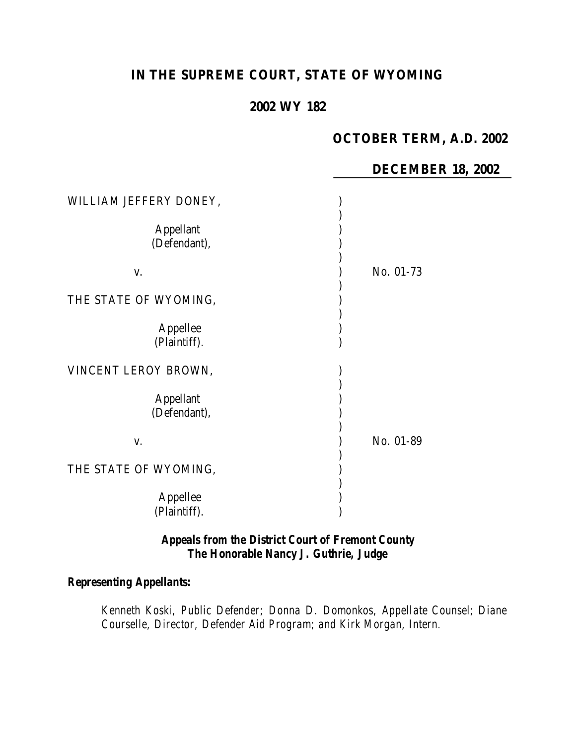# IN THE SUPREME COURT, STATE OF WYOMING

## 2002 WY 182

**OCTOBER TERM, A.D. 2002**

**DECEMBER 18, 2002**

| | | |
|---|---|---|
| WILLIAM JEFFERY DONEY, | ) | |
| Appellant (Defendant), | ) | |
| v. | ) | No. 01-73 |
| THE STATE OF WYOMING, | ) | |
| Appellee (Plaintiff). | ) | |
| VINCENT LEROY BROWN, | ) | |
| Appellant (Defendant), | ) | |
| v. | ) | No. 01-89 |
| THE STATE OF WYOMING, | ) | |
| Appellee (Plaintiff). | ) | |

***Appeals from the District Court of Fremont County***
***The Honorable Nancy J. Guthrie, Judge***

***Representing Appellants:***

Kenneth Koski, Public Defender; Donna D. Domonkos, Appellate Counsel; Diane Courselle, Director, Defender Aid Program; and Kirk Morgan, Intern.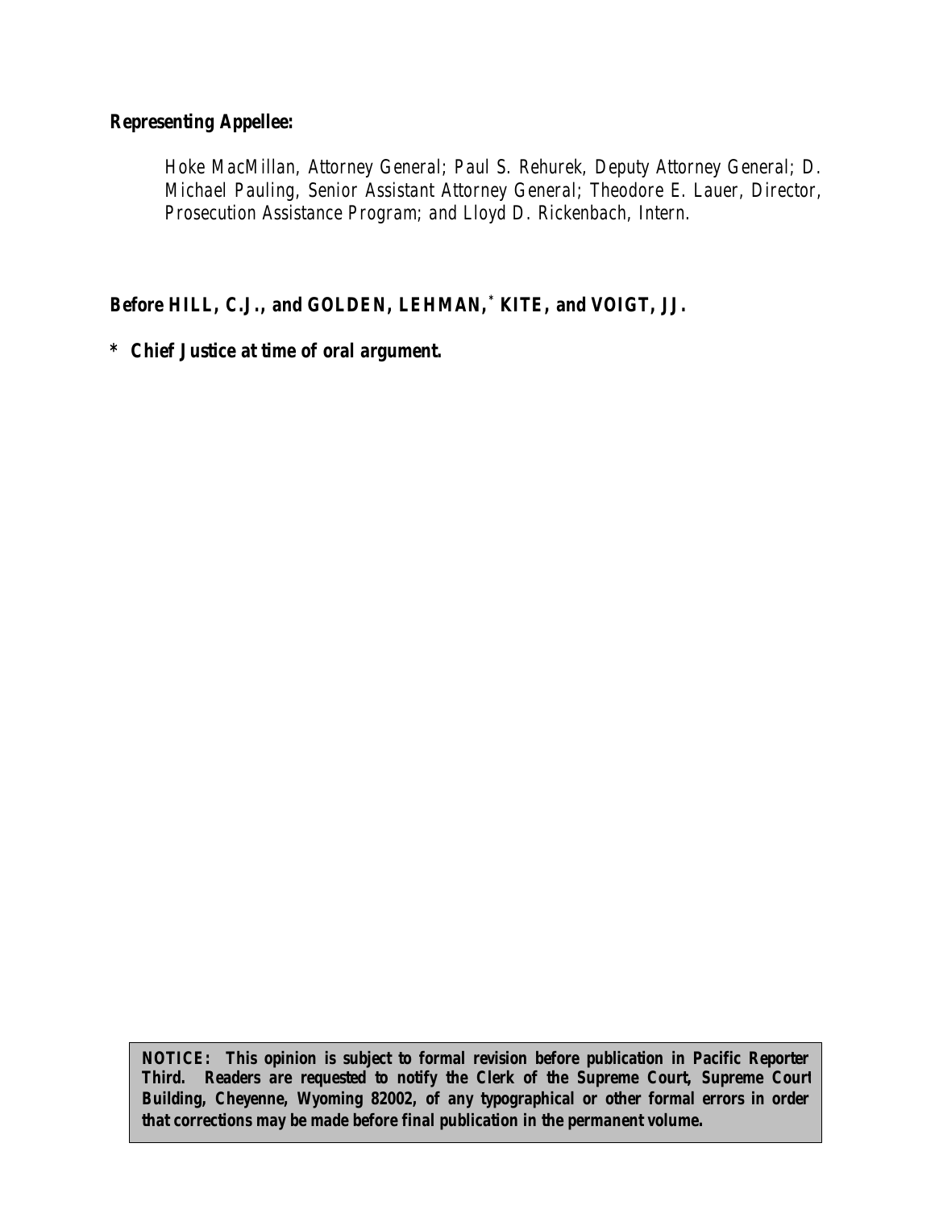**Representing Appellee:**

*Hoke MacMillan, Attorney General; Paul S. Rehurek, Deputy Attorney General; D. Michael Pauling, Senior Assistant Attorney General; Theodore E. Lauer, Director, Prosecution Assistance Program; and Lloyd D. Rickenbach, Intern.*

**Before HILL, C.J., and GOLDEN, LEHMAN,* KITE, and VOIGT, JJ.**

**\* Chief Justice at time of oral argument.**

**NOTICE: This opinion is subject to formal revision before publication in Pacific Reporter Third. Readers are requested to notify the Clerk of the Supreme Court, Supreme Court Building, Cheyenne, Wyoming 82002, of any typographical or other formal errors in order that corrections may be made before final publication in the permanent volume.**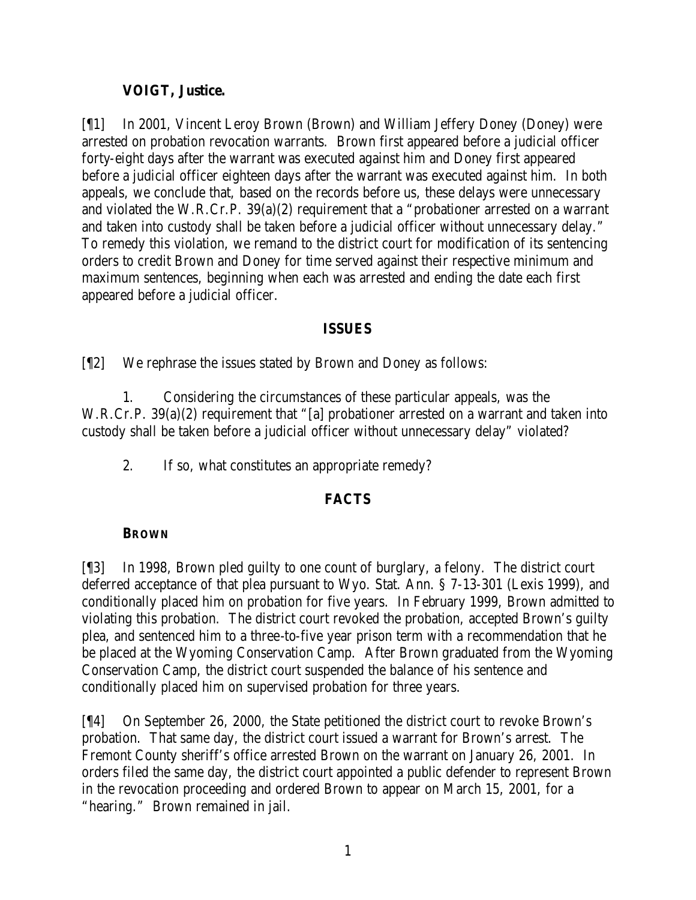**VOIGT, Justice.**

[¶1] In 2001, Vincent Leroy Brown (Brown) and William Jeffery Doney (Doney) were arrested on probation revocation warrants. Brown first appeared before a judicial officer forty-eight days after the warrant was executed against him and Doney first appeared before a judicial officer eighteen days after the warrant was executed against him. In both appeals, we conclude that, based on the records before us, these delays were unnecessary and violated the W.R.Cr.P. 39(a)(2) requirement that a "probationer arrested on a warrant and taken into custody shall be taken before a judicial officer without unnecessary delay." To remedy this violation, we remand to the district court for modification of its sentencing orders to credit Brown and Doney for time served against their respective minimum and maximum sentences, beginning when each was arrested and ending the date each first appeared before a judicial officer.

## ISSUES

[¶2] We rephrase the issues stated by Brown and Doney as follows:

1. Considering the circumstances of these particular appeals, was the W.R.Cr.P. 39(a)(2) requirement that "[a] probationer arrested on a warrant and taken into custody shall be taken before a judicial officer without unnecessary delay" violated?

2. If so, what constitutes an appropriate remedy?

## FACTS

### BROWN

[¶3] In 1998, Brown pled guilty to one count of burglary, a felony. The district court deferred acceptance of that plea pursuant to Wyo. Stat. Ann. § 7-13-301 (Lexis 1999), and conditionally placed him on probation for five years. In February 1999, Brown admitted to violating this probation. The district court revoked the probation, accepted Brown's guilty plea, and sentenced him to a three-to-five year prison term with a recommendation that he be placed at the Wyoming Conservation Camp. After Brown graduated from the Wyoming Conservation Camp, the district court suspended the balance of his sentence and conditionally placed him on supervised probation for three years.

[¶4] On September 26, 2000, the State petitioned the district court to revoke Brown's probation. That same day, the district court issued a warrant for Brown's arrest. The Fremont County sheriff's office arrested Brown on the warrant on January 26, 2001. In orders filed the same day, the district court appointed a public defender to represent Brown in the revocation proceeding and ordered Brown to appear on March 15, 2001, for a "hearing." Brown remained in jail.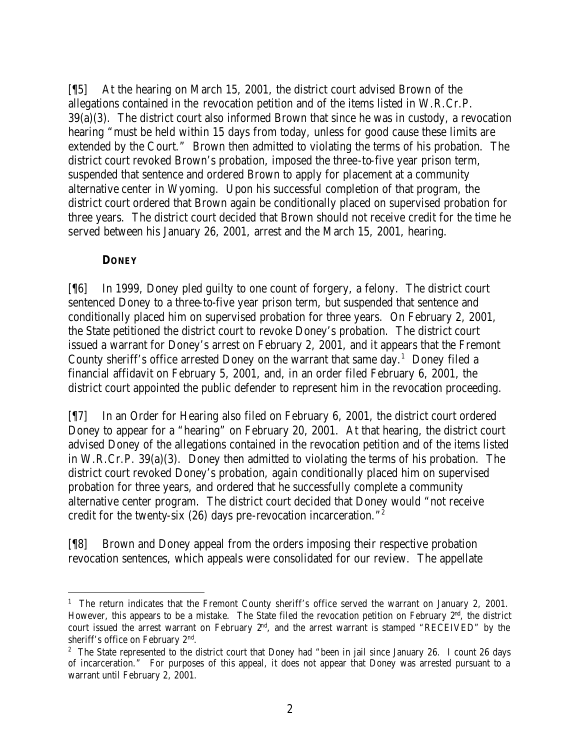[¶5] At the hearing on March 15, 2001, the district court advised Brown of the allegations contained in the revocation petition and of the items listed in W.R.Cr.P. 39(a)(3). The district court also informed Brown that since he was in custody, a revocation hearing "must be held within 15 days from today, unless for good cause these limits are extended by the Court." Brown then admitted to violating the terms of his probation. The district court revoked Brown's probation, imposed the three-to-five year prison term, suspended that sentence and ordered Brown to apply for placement at a community alternative center in Wyoming. Upon his successful completion of that program, the district court ordered that Brown again be conditionally placed on supervised probation for three years. The district court decided that Brown should not receive credit for the time he served between his January 26, 2001, arrest and the March 15, 2001, hearing.

### **DONEY**

[¶6] In 1999, Doney pled guilty to one count of forgery, a felony. The district court sentenced Doney to a three-to-five year prison term, but suspended that sentence and conditionally placed him on supervised probation for three years. On February 2, 2001, the State petitioned the district court to revoke Doney's probation. The district court issued a warrant for Doney's arrest on February 2, 2001, and it appears that the Fremont County sheriff's office arrested Doney on the warrant that same day.[1] Doney filed a financial affidavit on February 5, 2001, and, in an order filed February 6, 2001, the district court appointed the public defender to represent him in the revocation proceeding.

[¶7] In an Order for Hearing also filed on February 6, 2001, the district court ordered Doney to appear for a "hearing" on February 20, 2001. At that hearing, the district court advised Doney of the allegations contained in the revocation petition and of the items listed in W.R.Cr.P. 39(a)(3). Doney then admitted to violating the terms of his probation. The district court revoked Doney's probation, again conditionally placed him on supervised probation for three years, and ordered that he successfully complete a community alternative center program. The district court decided that Doney would "not receive credit for the twenty-six (26) days pre-revocation incarceration."[2]

[¶8] Brown and Doney appeal from the orders imposing their respective probation revocation sentences, which appeals were consolidated for our review. The appellate

---

[1] The return indicates that the Fremont County sheriff's office served the warrant on January 2, 2001. However, this appears to be a mistake. The State filed the revocation petition on February 2nd, the district court issued the arrest warrant on February 2nd, and the arrest warrant is stamped "RECEIVED" by the sheriff's office on February 2nd.

[2] The State represented to the district court that Doney had "been in jail since January 26. I count 26 days of incarceration." For purposes of this appeal, it does not appear that Doney was arrested pursuant to a warrant until February 2, 2001.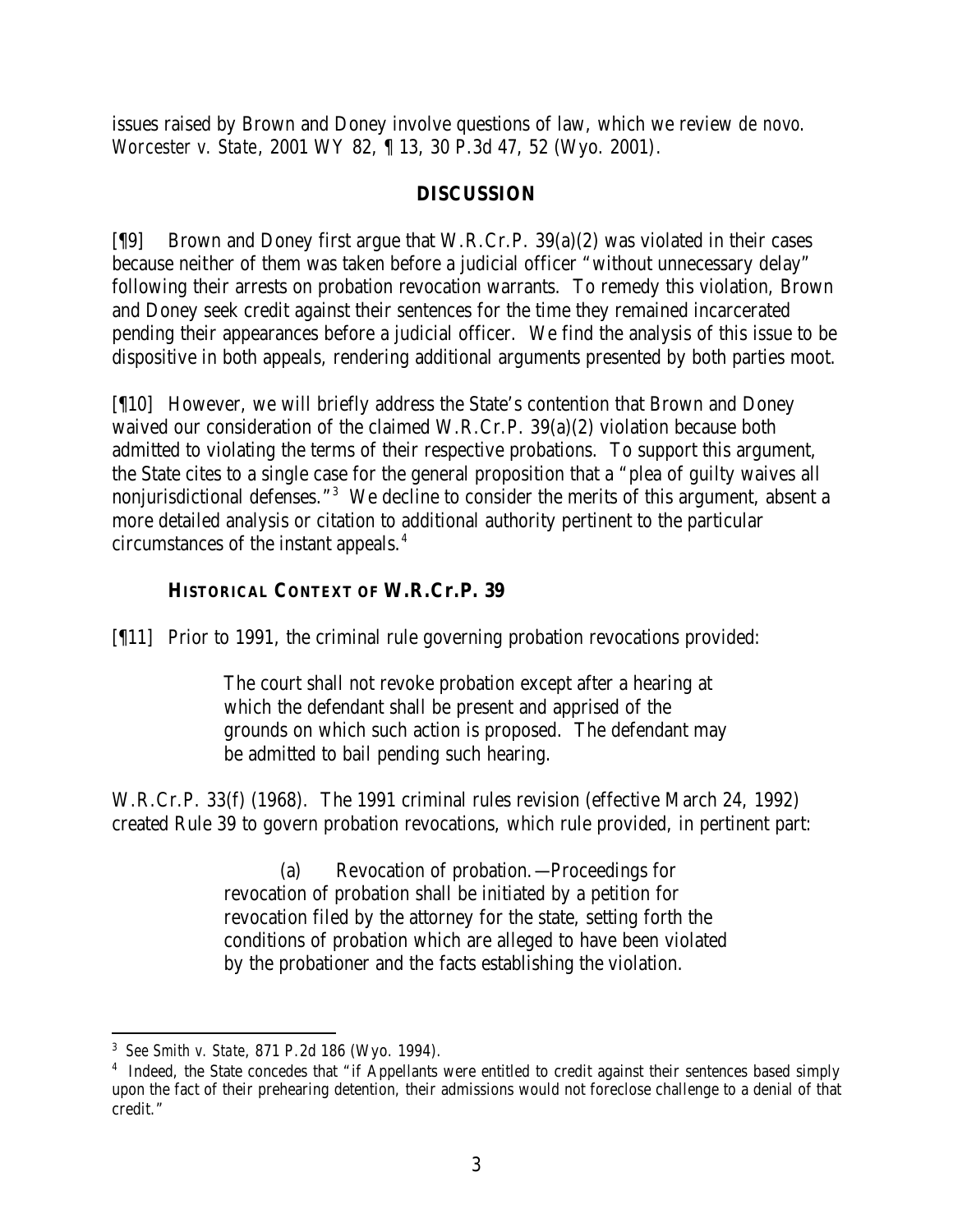issues raised by Brown and Doney involve questions of law, which we review *de novo*. *Worcester v. State*, 2001 WY 82, ¶ 13, 30 P.3d 47, 52 (Wyo. 2001).

## DISCUSSION

[¶9] Brown and Doney first argue that W.R.Cr.P. 39(a)(2) was violated in their cases because neither of them was taken before a judicial officer "without unnecessary delay" following their arrests on probation revocation warrants. To remedy this violation, Brown and Doney seek credit against their sentences for the time they remained incarcerated pending their appearances before a judicial officer. We find the analysis of this issue to be dispositive in both appeals, rendering additional arguments presented by both parties moot.

[¶10] However, we will briefly address the State's contention that Brown and Doney waived our consideration of the claimed W.R.Cr.P. 39(a)(2) violation because both admitted to violating the terms of their respective probations. To support this argument, the State cites to a single case for the general proposition that a "plea of guilty waives all nonjurisdictional defenses."[3] We decline to consider the merits of this argument, absent a more detailed analysis or citation to additional authority pertinent to the particular circumstances of the instant appeals.[4]

### HISTORICAL CONTEXT OF W.R.Cr.P. 39

[¶11] Prior to 1991, the criminal rule governing probation revocations provided:

> The court shall not revoke probation except after a hearing at which the defendant shall be present and apprised of the grounds on which such action is proposed. The defendant may be admitted to bail pending such hearing.

W.R.Cr.P. 33(f) (1968). The 1991 criminal rules revision (effective March 24, 1992) created Rule 39 to govern probation revocations, which rule provided, in pertinent part:

> (a) Revocation of probation.—Proceedings for revocation of probation shall be initiated by a petition for revocation filed by the attorney for the state, setting forth the conditions of probation which are alleged to have been violated by the probationer and the facts establishing the violation.

---

[3] *See Smith v. State*, 871 P.2d 186 (Wyo. 1994).

[4] Indeed, the State concedes that "if Appellants were entitled to credit against their sentences based simply upon the fact of their prehearing detention, their admissions would not foreclose challenge to a denial of that credit."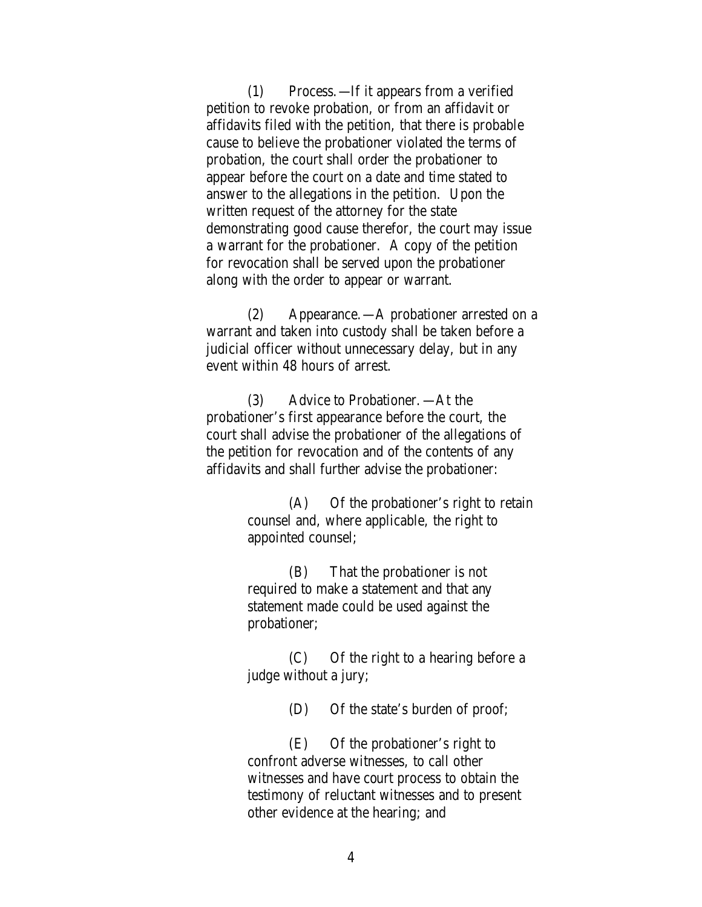(1) Process.—If it appears from a verified petition to revoke probation, or from an affidavit or affidavits filed with the petition, that there is probable cause to believe the probationer violated the terms of probation, the court shall order the probationer to appear before the court on a date and time stated to answer to the allegations in the petition. Upon the written request of the attorney for the state demonstrating good cause therefor, the court may issue a warrant for the probationer. A copy of the petition for revocation shall be served upon the probationer along with the order to appear or warrant.

(2) Appearance.—A probationer arrested on a warrant and taken into custody shall be taken before a judicial officer without unnecessary delay, but in any event within 48 hours of arrest.

(3) Advice to Probationer.—At the probationer's first appearance before the court, the court shall advise the probationer of the allegations of the petition for revocation and of the contents of any affidavits and shall further advise the probationer:

> (A) Of the probationer's right to retain counsel and, where applicable, the right to appointed counsel;
>
> (B) That the probationer is not required to make a statement and that any statement made could be used against the probationer;
>
> (C) Of the right to a hearing before a judge without a jury;
>
> (D) Of the state's burden of proof;
>
> (E) Of the probationer's right to confront adverse witnesses, to call other witnesses and have court process to obtain the testimony of reluctant witnesses and to present other evidence at the hearing; and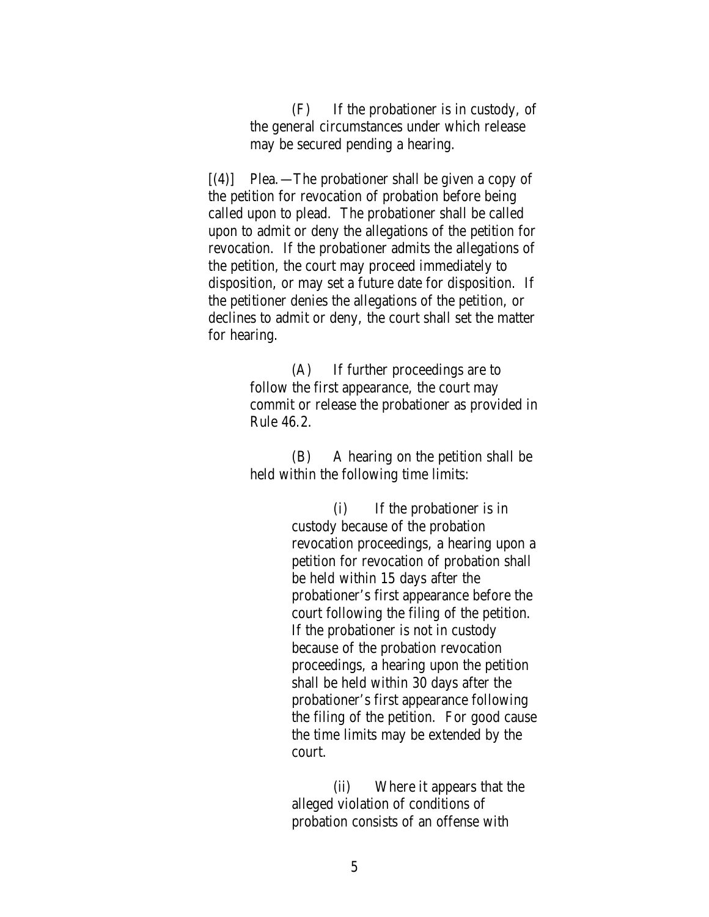(F) If the probationer is in custody, of the general circumstances under which release may be secured pending a hearing.

[(4)] Plea.—The probationer shall be given a copy of the petition for revocation of probation before being called upon to plead. The probationer shall be called upon to admit or deny the allegations of the petition for revocation. If the probationer admits the allegations of the petition, the court may proceed immediately to disposition, or may set a future date for disposition. If the petitioner denies the allegations of the petition, or declines to admit or deny, the court shall set the matter for hearing.

(A) If further proceedings are to follow the first appearance, the court may commit or release the probationer as provided in Rule 46.2.

(B) A hearing on the petition shall be held within the following time limits:

(i) If the probationer is in custody because of the probation revocation proceedings, a hearing upon a petition for revocation of probation shall be held within 15 days after the probationer's first appearance before the court following the filing of the petition. If the probationer is not in custody because of the probation revocation proceedings, a hearing upon the petition shall be held within 30 days after the probationer's first appearance following the filing of the petition. For good cause the time limits may be extended by the court.

(ii) Where it appears that the alleged violation of conditions of probation consists of an offense with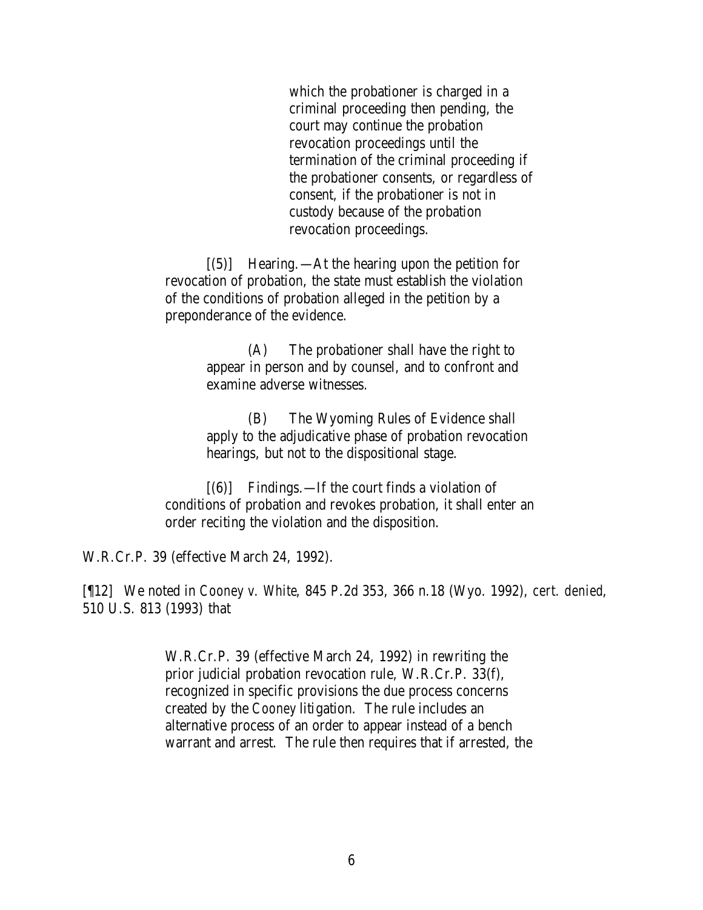> > which the probationer is charged in a criminal proceeding then pending, the court may continue the probation revocation proceedings until the termination of the criminal proceeding if the probationer consents, or regardless of consent, if the probationer is not in custody because of the probation revocation proceedings.
>
> [(5)] Hearing.—At the hearing upon the petition for revocation of probation, the state must establish the violation of the conditions of probation alleged in the petition by a preponderance of the evidence.
>
> > (A) The probationer shall have the right to appear in person and by counsel, and to confront and examine adverse witnesses.
> >
> > (B) The Wyoming Rules of Evidence shall apply to the adjudicative phase of probation revocation hearings, but not to the dispositional stage.
>
> [(6)] Findings.—If the court finds a violation of conditions of probation and revokes probation, it shall enter an order reciting the violation and the disposition.

W.R.Cr.P. 39 (effective March 24, 1992).

[¶12] We noted in *Cooney v. White*, 845 P.2d 353, 366 n.18 (Wyo. 1992), *cert. denied*, 510 U.S. 813 (1993) that

> W.R.Cr.P. 39 (effective March 24, 1992) in rewriting the prior judicial probation revocation rule, W.R.Cr.P. 33(f), recognized in specific provisions the due process concerns created by the *Cooney* litigation. The rule includes an alternative process of an order to appear instead of a bench warrant and arrest. The rule then requires that if arrested, the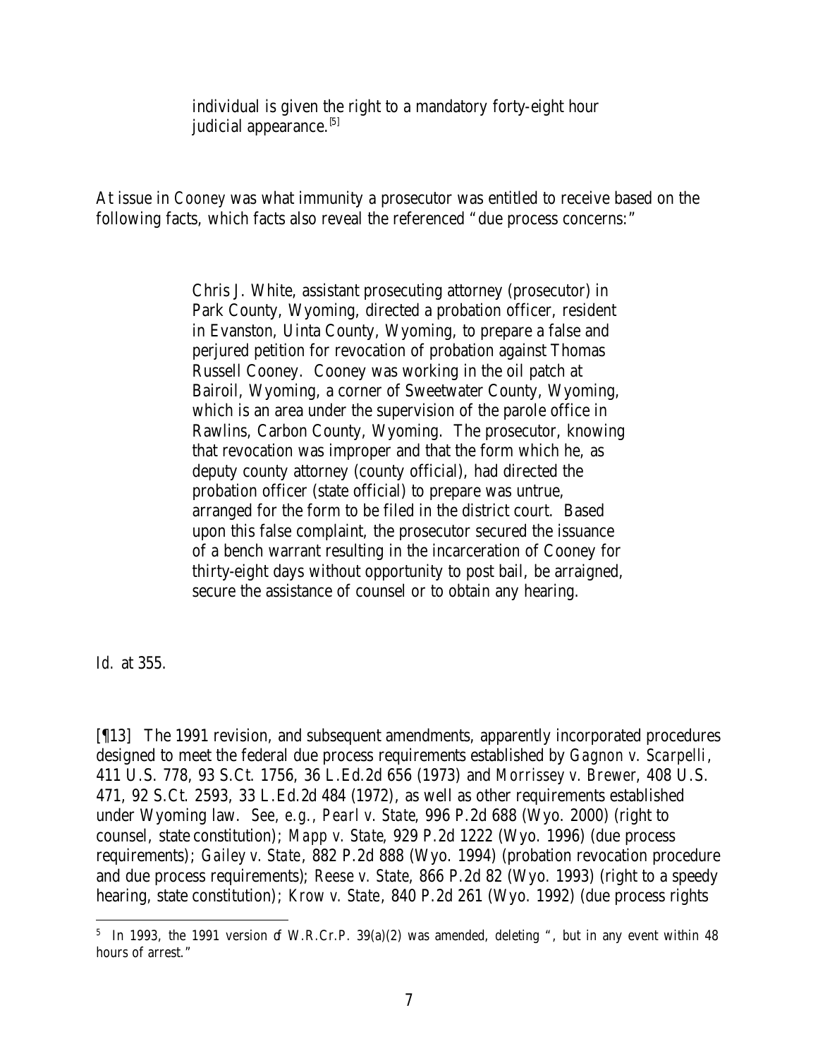> individual is given the right to a mandatory forty-eight hour judicial appearance.[5]

At issue in *Cooney* was what immunity a prosecutor was entitled to receive based on the following facts, which facts also reveal the referenced "due process concerns:"

> Chris J. White, assistant prosecuting attorney (prosecutor) in Park County, Wyoming, directed a probation officer, resident in Evanston, Uinta County, Wyoming, to prepare a false and perjured petition for revocation of probation against Thomas Russell Cooney. Cooney was working in the oil patch at Bairoil, Wyoming, a corner of Sweetwater County, Wyoming, which is an area under the supervision of the parole office in Rawlins, Carbon County, Wyoming. The prosecutor, knowing that revocation was improper and that the form which he, as deputy county attorney (county official), had directed the probation officer (state official) to prepare was untrue, arranged for the form to be filed in the district court. Based upon this false complaint, the prosecutor secured the issuance of a bench warrant resulting in the incarceration of Cooney for thirty-eight days without opportunity to post bail, be arraigned, secure the assistance of counsel or to obtain any hearing.

*Id.* at 355.

[¶13] The 1991 revision, and subsequent amendments, apparently incorporated procedures designed to meet the federal due process requirements established by *Gagnon v. Scarpelli*, 411 U.S. 778, 93 S.Ct. 1756, 36 L.Ed.2d 656 (1973) and *Morrissey v. Brewer*, 408 U.S. 471, 92 S.Ct. 2593, 33 L.Ed.2d 484 (1972), as well as other requirements established under Wyoming law. *See, e.g., Pearl v. State*, 996 P.2d 688 (Wyo. 2000) (right to counsel, state constitution); *Mapp v. State*, 929 P.2d 1222 (Wyo. 1996) (due process requirements); *Gailey v. State*, 882 P.2d 888 (Wyo. 1994) (probation revocation procedure and due process requirements); *Reese v. State*, 866 P.2d 82 (Wyo. 1993) (right to a speedy hearing, state constitution); *Krow v. State*, 840 P.2d 261 (Wyo. 1992) (due process rights

---

[5] In 1993, the 1991 version of W.R.Cr.P. 39(a)(2) was amended, deleting ", but in any event within 48 hours of arrest."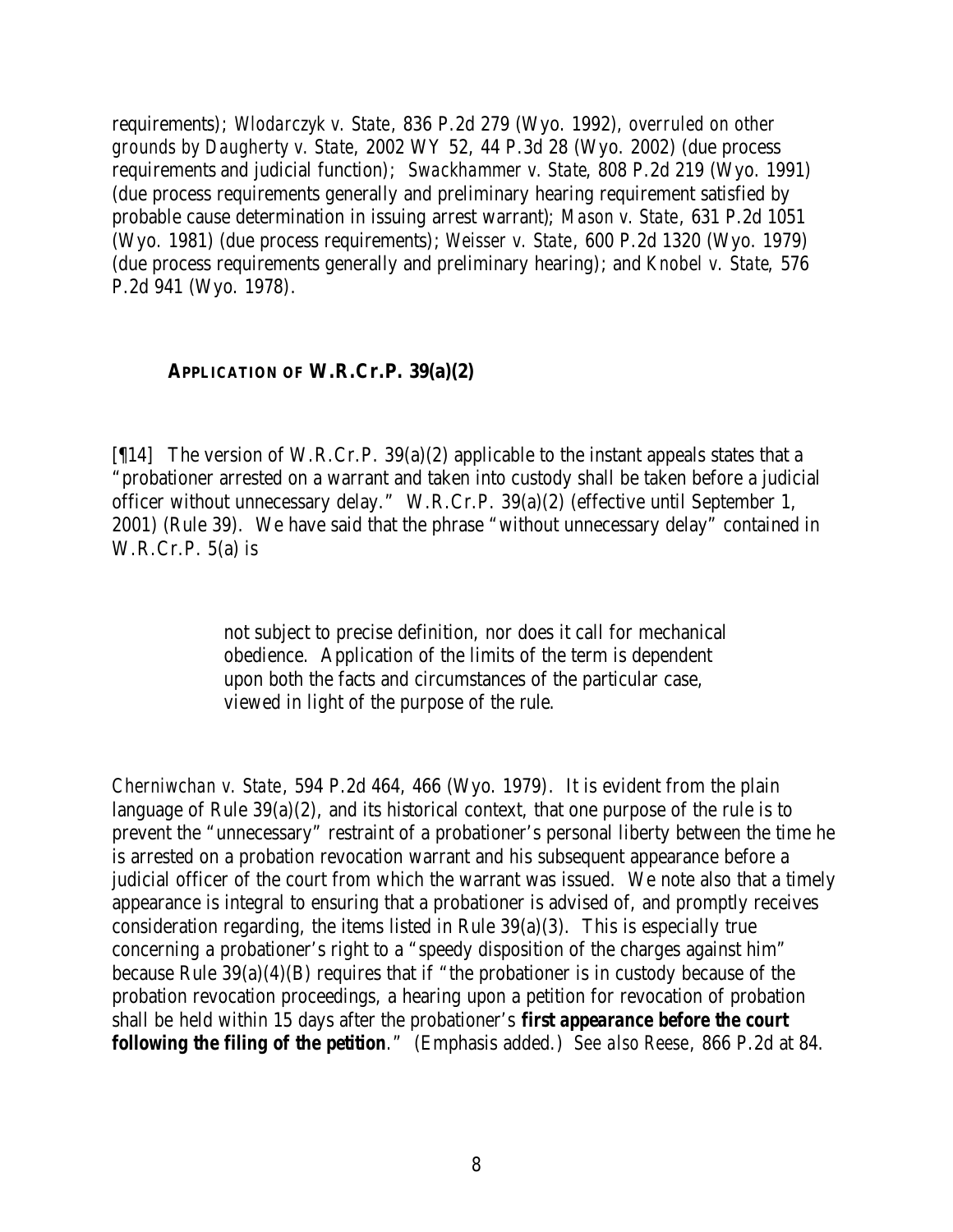requirements); *Wlodarczyk v. State*, 836 P.2d 279 (Wyo. 1992), *overruled on other grounds by Daugherty v. State*, 2002 WY 52, 44 P.3d 28 (Wyo. 2002) (due process requirements and judicial function); *Swackhammer v. State*, 808 P.2d 219 (Wyo. 1991) (due process requirements generally and preliminary hearing requirement satisfied by probable cause determination in issuing arrest warrant); *Mason v. State*, 631 P.2d 1051 (Wyo. 1981) (due process requirements); *Weisser v. State*, 600 P.2d 1320 (Wyo. 1979) (due process requirements generally and preliminary hearing); and *Knobel v. State*, 576 P.2d 941 (Wyo. 1978).

## APPLICATION OF W.R.Cr.P. 39(a)(2)

[¶14] The version of W.R.Cr.P. 39(a)(2) applicable to the instant appeals states that a "probationer arrested on a warrant and taken into custody shall be taken before a judicial officer without unnecessary delay." W.R.Cr.P. 39(a)(2) (effective until September 1, 2001) (Rule 39). We have said that the phrase "without unnecessary delay" contained in W.R.Cr.P. 5(a) is

> not subject to precise definition, nor does it call for mechanical obedience. Application of the limits of the term is dependent upon both the facts and circumstances of the particular case, viewed in light of the purpose of the rule.

*Cherniwchan v. State*, 594 P.2d 464, 466 (Wyo. 1979). It is evident from the plain language of Rule 39(a)(2), and its historical context, that one purpose of the rule is to prevent the "unnecessary" restraint of a probationer's personal liberty between the time he is arrested on a probation revocation warrant and his subsequent appearance before a judicial officer of the court from which the warrant was issued. We note also that a timely appearance is integral to ensuring that a probationer is advised of, and promptly receives consideration regarding, the items listed in Rule 39(a)(3). This is especially true concerning a probationer's right to a "speedy disposition of the charges against him" because Rule 39(a)(4)(B) requires that if "the probationer is in custody because of the probation revocation proceedings, a hearing upon a petition for revocation of probation shall be held within 15 days after the probationer's **first appearance before the court following the filing of the petition**." (Emphasis added.) *See also Reese*, 866 P.2d at 84.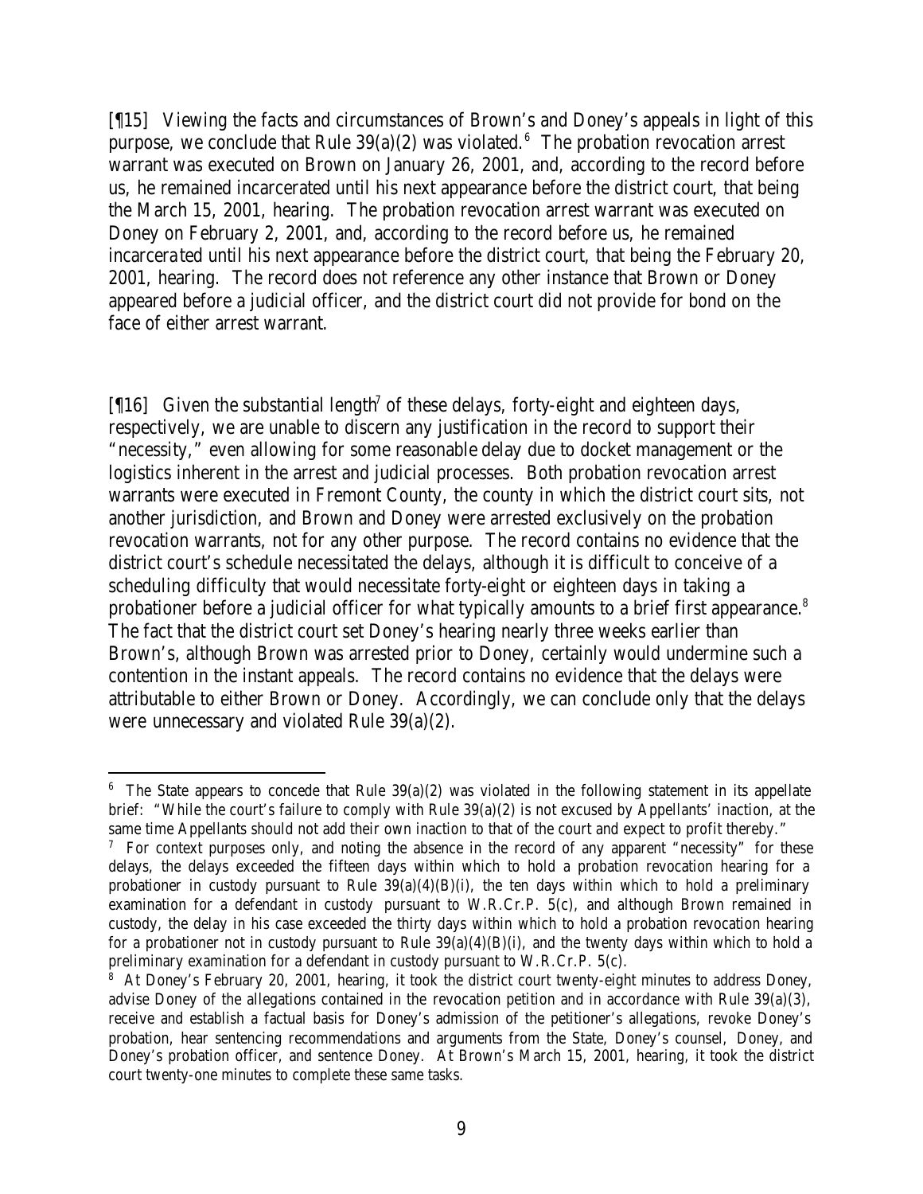[¶15] Viewing the facts and circumstances of Brown's and Doney's appeals in light of this purpose, we conclude that Rule 39(a)(2) was violated.[6] The probation revocation arrest warrant was executed on Brown on January 26, 2001, and, according to the record before us, he remained incarcerated until his next appearance before the district court, that being the March 15, 2001, hearing. The probation revocation arrest warrant was executed on Doney on February 2, 2001, and, according to the record before us, he remained incarcerated until his next appearance before the district court, that being the February 20, 2001, hearing. The record does not reference any other instance that Brown or Doney appeared before a judicial officer, and the district court did not provide for bond on the face of either arrest warrant.

[¶16] Given the substantial length[7] of these delays, forty-eight and eighteen days, respectively, we are unable to discern any justification in the record to support their "necessity," even allowing for some reasonable delay due to docket management or the logistics inherent in the arrest and judicial processes. Both probation revocation arrest warrants were executed in Fremont County, the county in which the district court sits, not another jurisdiction, and Brown and Doney were arrested exclusively on the probation revocation warrants, not for any other purpose. The record contains no evidence that the district court's schedule necessitated the delays, although it is difficult to conceive of a scheduling difficulty that would necessitate forty-eight or eighteen days in taking a probationer before a judicial officer for what typically amounts to a brief first appearance.[8] The fact that the district court set Doney's hearing nearly three weeks earlier than Brown's, although Brown was arrested prior to Doney, certainly would undermine such a contention in the instant appeals. The record contains no evidence that the delays were attributable to either Brown or Doney. Accordingly, we can conclude only that the delays were unnecessary and violated Rule 39(a)(2).

---

[6] The State appears to concede that Rule 39(a)(2) was violated in the following statement in its appellate brief: "While the court's failure to comply with Rule 39(a)(2) is not excused by Appellants' inaction, at the same time Appellants should not add their own inaction to that of the court and expect to profit thereby."

[7] For context purposes only, and noting the absence in the record of any apparent "necessity" for these delays, the delays exceeded the fifteen days within which to hold a probation revocation hearing for a probationer in custody pursuant to Rule 39(a)(4)(B)(i), the ten days within which to hold a preliminary examination for a defendant in custody pursuant to W.R.Cr.P. 5(c), and although Brown remained in custody, the delay in his case exceeded the thirty days within which to hold a probation revocation hearing for a probationer not in custody pursuant to Rule 39(a)(4)(B)(i), and the twenty days within which to hold a preliminary examination for a defendant in custody pursuant to W.R.Cr.P. 5(c).

[8] At Doney's February 20, 2001, hearing, it took the district court twenty-eight minutes to address Doney, advise Doney of the allegations contained in the revocation petition and in accordance with Rule 39(a)(3), receive and establish a factual basis for Doney's admission of the petitioner's allegations, revoke Doney's probation, hear sentencing recommendations and arguments from the State, Doney's counsel, Doney, and Doney's probation officer, and sentence Doney. At Brown's March 15, 2001, hearing, it took the district court twenty-one minutes to complete these same tasks.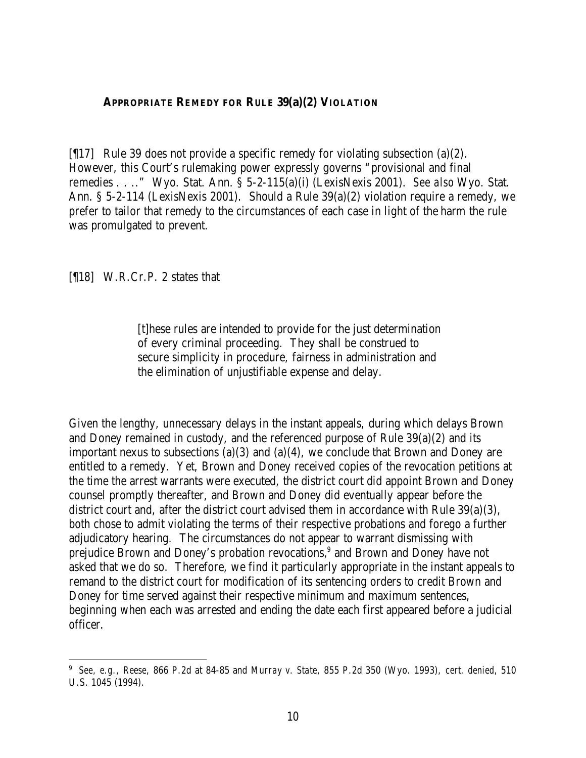### APPROPRIATE REMEDY FOR RULE 39(a)(2) VIOLATION

[¶17] Rule 39 does not provide a specific remedy for violating subsection (a)(2). However, this Court's rulemaking power expressly governs "provisional and final remedies . . .." Wyo. Stat. Ann. § 5-2-115(a)(i) (LexisNexis 2001). *See also* Wyo. Stat. Ann. § 5-2-114 (LexisNexis 2001). Should a Rule 39(a)(2) violation require a remedy, we prefer to tailor that remedy to the circumstances of each case in light of the harm the rule was promulgated to prevent.

[¶18] W.R.Cr.P. 2 states that

> [t]hese rules are intended to provide for the just determination of every criminal proceeding. They shall be construed to secure simplicity in procedure, fairness in administration and the elimination of unjustifiable expense and delay.

Given the lengthy, unnecessary delays in the instant appeals, during which delays Brown and Doney remained in custody, and the referenced purpose of Rule 39(a)(2) and its important nexus to subsections (a)(3) and (a)(4), we conclude that Brown and Doney are entitled to a remedy. Yet, Brown and Doney received copies of the revocation petitions at the time the arrest warrants were executed, the district court did appoint Brown and Doney counsel promptly thereafter, and Brown and Doney did eventually appear before the district court and, after the district court advised them in accordance with Rule 39(a)(3), both chose to admit violating the terms of their respective probations and forego a further adjudicatory hearing. The circumstances do not appear to warrant dismissing with prejudice Brown and Doney's probation revocations,[9] and Brown and Doney have not asked that we do so. Therefore, we find it particularly appropriate in the instant appeals to remand to the district court for modification of its sentencing orders to credit Brown and Doney for time served against their respective minimum and maximum sentences, beginning when each was arrested and ending the date each first appeared before a judicial officer.

[9] *See, e.g.*, *Reese*, 866 P.2d at 84-85 and *Murray v. State*, 855 P.2d 350 (Wyo. 1993), *cert. denied*, 510 U.S. 1045 (1994).